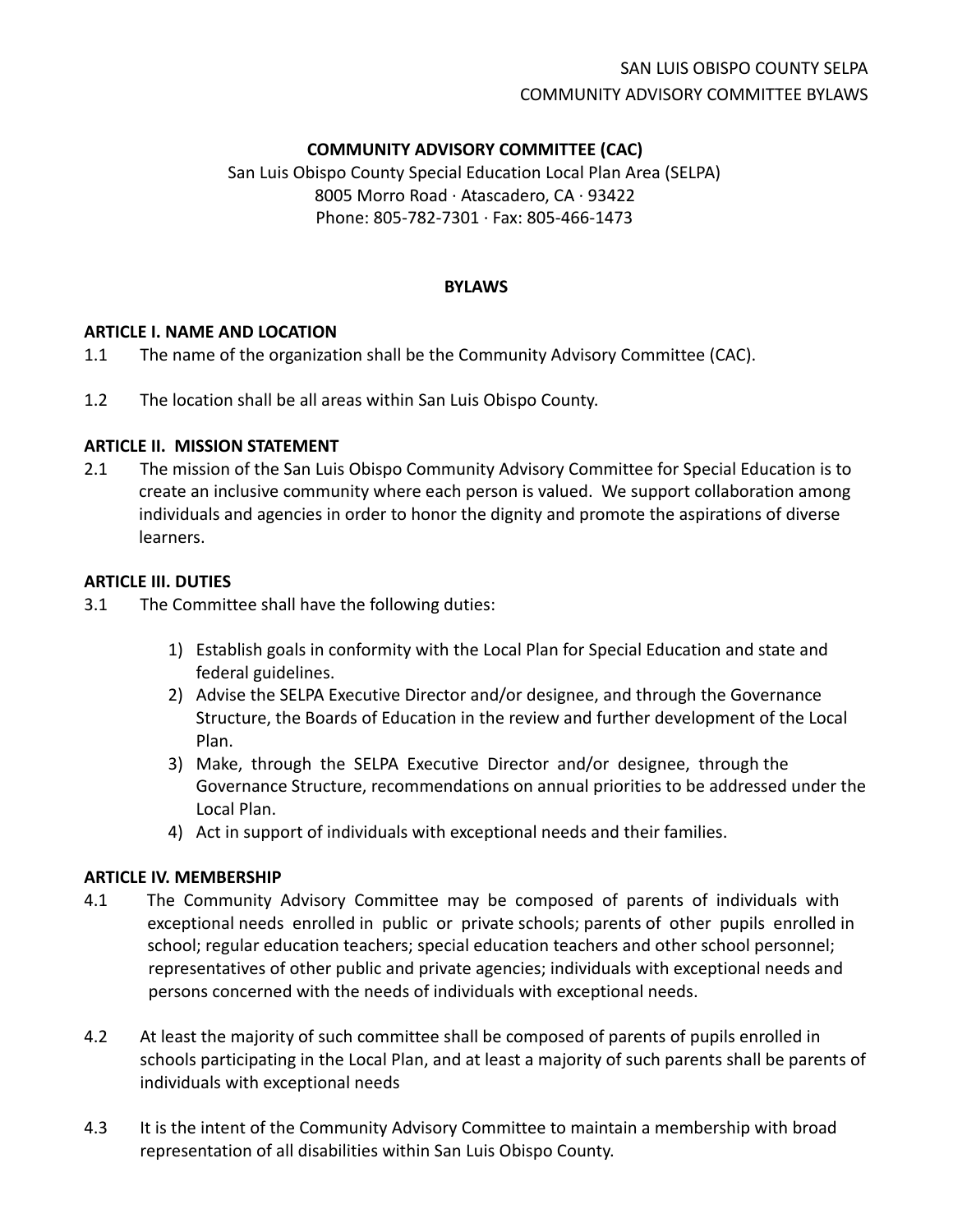**COMMUNITY ADVISORY COMMITTEE (CAC)**

San Luis Obispo County Special Education Local Plan Area (SELPA)
8005 Morro Road · Atascadero, CA · 93422
Phone: 805-782-7301 · Fax: 805-466-1473

**BYLAWS**

## ARTICLE I. NAME AND LOCATION

1.1 The name of the organization shall be the Community Advisory Committee (CAC).

1.2 The location shall be all areas within San Luis Obispo County.

## ARTICLE II. MISSION STATEMENT

2.1 The mission of the San Luis Obispo Community Advisory Committee for Special Education is to create an inclusive community where each person is valued. We support collaboration among individuals and agencies in order to honor the dignity and promote the aspirations of diverse learners.

## ARTICLE III. DUTIES

3.1 The Committee shall have the following duties:

1) Establish goals in conformity with the Local Plan for Special Education and state and federal guidelines.
2) Advise the SELPA Executive Director and/or designee, and through the Governance Structure, the Boards of Education in the review and further development of the Local Plan.
3) Make, through the SELPA Executive Director and/or designee, through the Governance Structure, recommendations on annual priorities to be addressed under the Local Plan.
4) Act in support of individuals with exceptional needs and their families.

## ARTICLE IV. MEMBERSHIP

4.1 The Community Advisory Committee may be composed of parents of individuals with exceptional needs enrolled in public or private schools; parents of other pupils enrolled in school; regular education teachers; special education teachers and other school personnel; representatives of other public and private agencies; individuals with exceptional needs and persons concerned with the needs of individuals with exceptional needs.

4.2 At least the majority of such committee shall be composed of parents of pupils enrolled in schools participating in the Local Plan, and at least a majority of such parents shall be parents of individuals with exceptional needs

4.3 It is the intent of the Community Advisory Committee to maintain a membership with broad representation of all disabilities within San Luis Obispo County.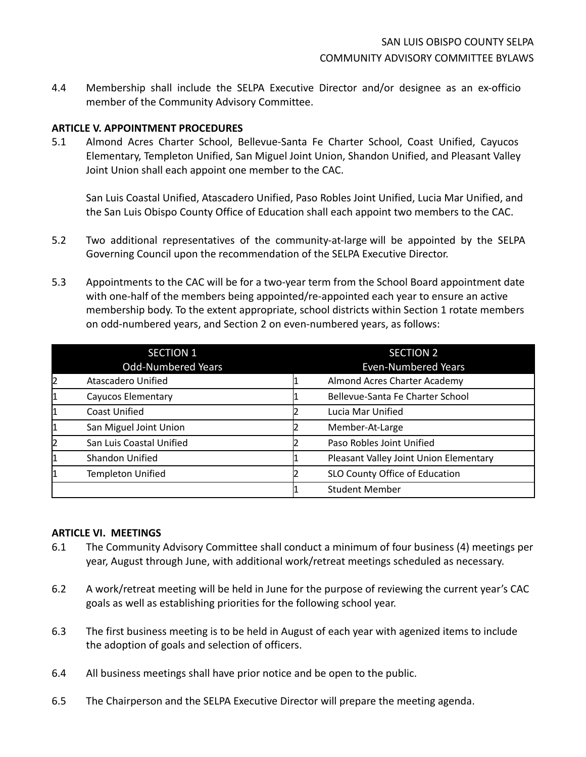4.4 Membership shall include the SELPA Executive Director and/or designee as an ex-officio member of the Community Advisory Committee.

**ARTICLE V. APPOINTMENT PROCEDURES**

5.1 Almond Acres Charter School, Bellevue-Santa Fe Charter School, Coast Unified, Cayucos Elementary, Templeton Unified, San Miguel Joint Union, Shandon Unified, and Pleasant Valley Joint Union shall each appoint one member to the CAC.

San Luis Coastal Unified, Atascadero Unified, Paso Robles Joint Unified, Lucia Mar Unified, and the San Luis Obispo County Office of Education shall each appoint two members to the CAC.

5.2 Two additional representatives of the community-at-large will be appointed by the SELPA Governing Council upon the recommendation of the SELPA Executive Director.

5.3 Appointments to the CAC will be for a two-year term from the School Board appointment date with one-half of the members being appointed/re-appointed each year to ensure an active membership body. To the extent appropriate, school districts within Section 1 rotate members on odd-numbered years, and Section 2 on even-numbered years, as follows:

| SECTION 1 Odd-Numbered Years | | SECTION 2 Even-Numbered Years | |
|---|---|---|---|
| 2 | Atascadero Unified | 1 | Almond Acres Charter Academy |
| 1 | Cayucos Elementary | 1 | Bellevue-Santa Fe Charter School |
| 1 | Coast Unified | 2 | Lucia Mar Unified |
| 1 | San Miguel Joint Union | 2 | Member-At-Large |
| 2 | San Luis Coastal Unified | 2 | Paso Robles Joint Unified |
| 1 | Shandon Unified | 1 | Pleasant Valley Joint Union Elementary |
| 1 | Templeton Unified | 2 | SLO County Office of Education |
| | | 1 | Student Member |

**ARTICLE VI. MEETINGS**

6.1 The Community Advisory Committee shall conduct a minimum of four business (4) meetings per year, August through June, with additional work/retreat meetings scheduled as necessary.

6.2 A work/retreat meeting will be held in June for the purpose of reviewing the current year's CAC goals as well as establishing priorities for the following school year.

6.3 The first business meeting is to be held in August of each year with agenized items to include the adoption of goals and selection of officers.

6.4 All business meetings shall have prior notice and be open to the public.

6.5 The Chairperson and the SELPA Executive Director will prepare the meeting agenda.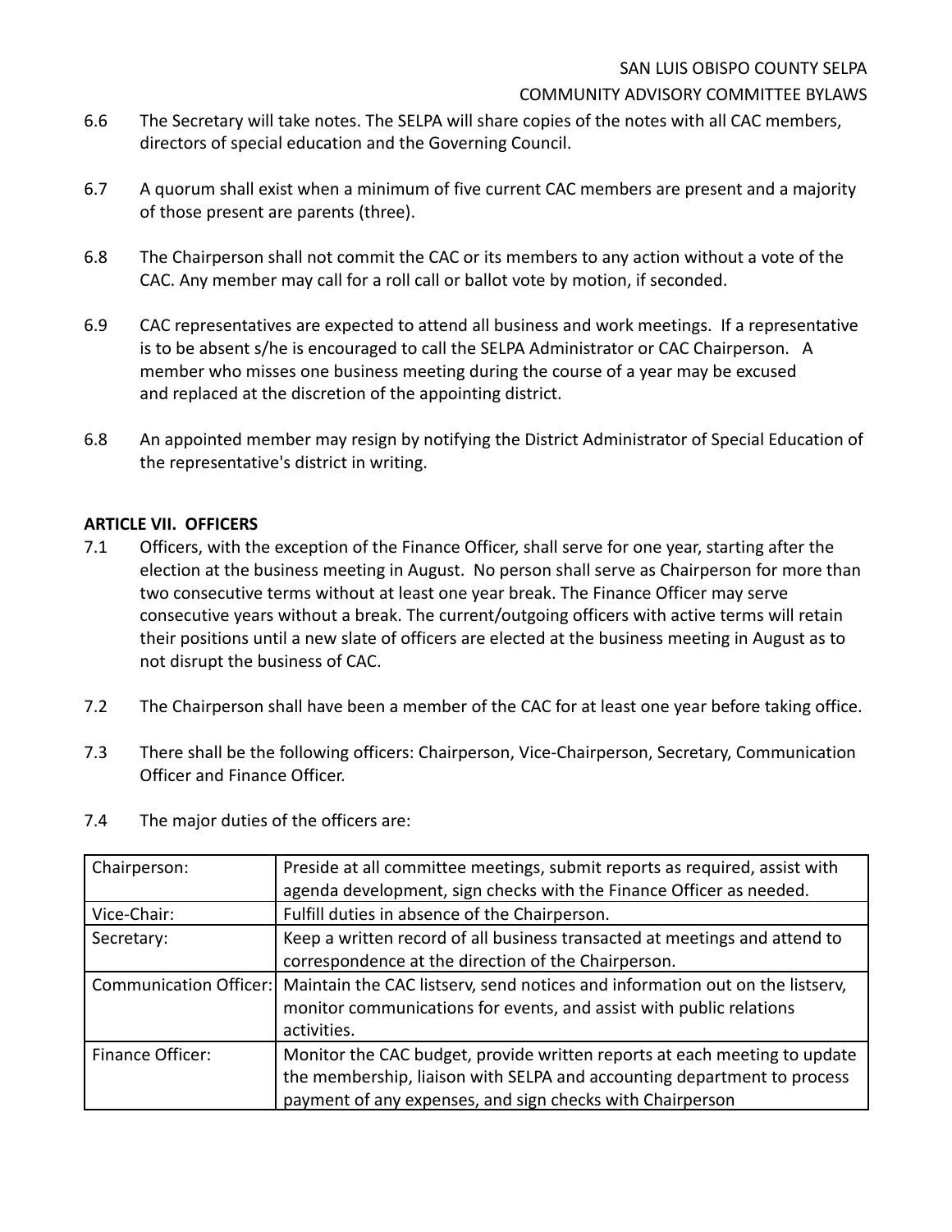6.6 The Secretary will take notes. The SELPA will share copies of the notes with all CAC members, directors of special education and the Governing Council.

6.7 A quorum shall exist when a minimum of five current CAC members are present and a majority of those present are parents (three).

6.8 The Chairperson shall not commit the CAC or its members to any action without a vote of the CAC. Any member may call for a roll call or ballot vote by motion, if seconded.

6.9 CAC representatives are expected to attend all business and work meetings. If a representative is to be absent s/he is encouraged to call the SELPA Administrator or CAC Chairperson. A member who misses one business meeting during the course of a year may be excused and replaced at the discretion of the appointing district.

6.8 An appointed member may resign by notifying the District Administrator of Special Education of the representative's district in writing.

**ARTICLE VII. OFFICERS**

7.1 Officers, with the exception of the Finance Officer, shall serve for one year, starting after the election at the business meeting in August. No person shall serve as Chairperson for more than two consecutive terms without at least one year break. The Finance Officer may serve consecutive years without a break. The current/outgoing officers with active terms will retain their positions until a new slate of officers are elected at the business meeting in August as to not disrupt the business of CAC.

7.2 The Chairperson shall have been a member of the CAC for at least one year before taking office.

7.3 There shall be the following officers: Chairperson, Vice-Chairperson, Secretary, Communication Officer and Finance Officer.

7.4 The major duties of the officers are:

| Chairperson: | Preside at all committee meetings, submit reports as required, assist with agenda development, sign checks with the Finance Officer as needed. |
|---|---|
| Vice-Chair: | Fulfill duties in absence of the Chairperson. |
| Secretary: | Keep a written record of all business transacted at meetings and attend to correspondence at the direction of the Chairperson. |
| Communication Officer: | Maintain the CAC listserv, send notices and information out on the listserv, monitor communications for events, and assist with public relations activities. |
| Finance Officer: | Monitor the CAC budget, provide written reports at each meeting to update the membership, liaison with SELPA and accounting department to process payment of any expenses, and sign checks with Chairperson |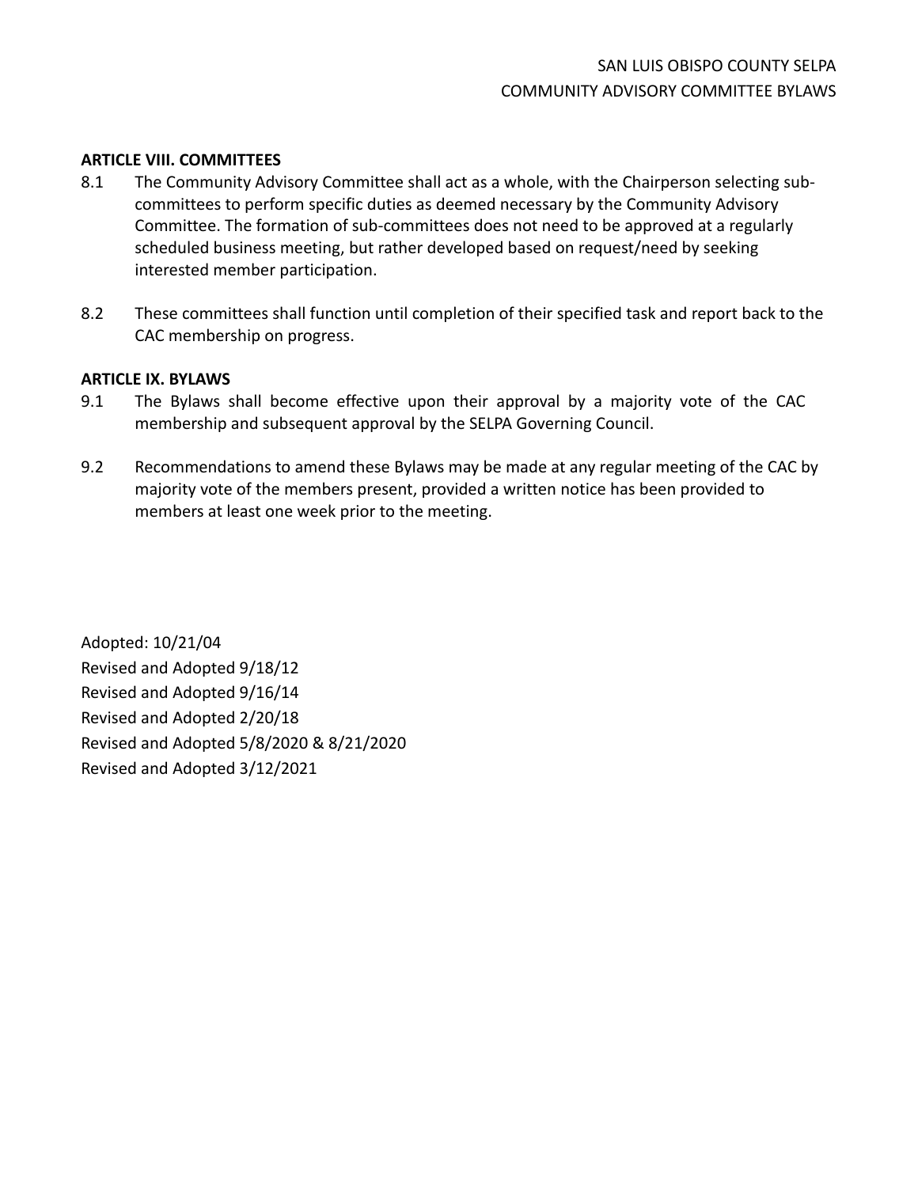**ARTICLE VIII. COMMITTEES**

8.1 The Community Advisory Committee shall act as a whole, with the Chairperson selecting sub-committees to perform specific duties as deemed necessary by the Community Advisory Committee. The formation of sub-committees does not need to be approved at a regularly scheduled business meeting, but rather developed based on request/need by seeking interested member participation.

8.2 These committees shall function until completion of their specified task and report back to the CAC membership on progress.

**ARTICLE IX. BYLAWS**

9.1 The Bylaws shall become effective upon their approval by a majority vote of the CAC membership and subsequent approval by the SELPA Governing Council.

9.2 Recommendations to amend these Bylaws may be made at any regular meeting of the CAC by majority vote of the members present, provided a written notice has been provided to members at least one week prior to the meeting.

Adopted: 10/21/04
Revised and Adopted 9/18/12
Revised and Adopted 9/16/14
Revised and Adopted 2/20/18
Revised and Adopted 5/8/2020 & 8/21/2020
Revised and Adopted 3/12/2021